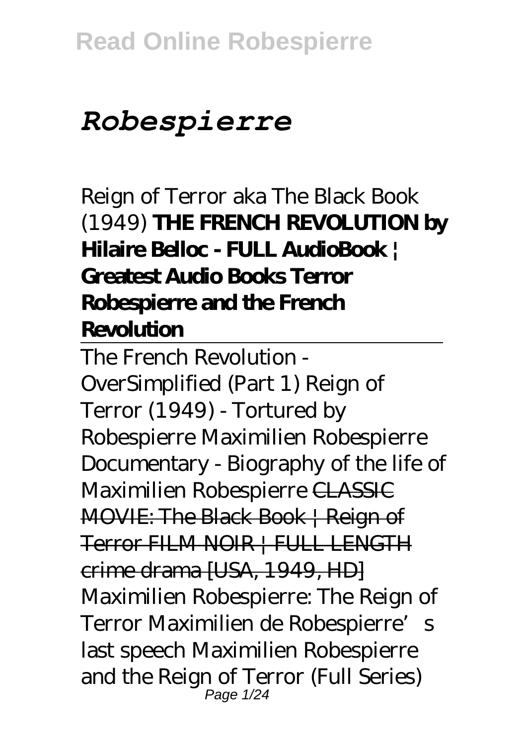# *Robespierre*

*Reign of Terror aka The Black Book (1949)* **THE FRENCH REVOLUTION by Hilaire Belloc - FULL AudioBook | Greatest Audio Books Terror Robespierre and the French Revolution**

---

The French Revolution - OverSimplified (Part 1) *Reign of Terror (1949) - Tortured by Robespierre* *Maximilien Robespierre Documentary - Biography of the life of Maximilien Robespierre* ~~CLASSIC MOVIE: The Black Book | Reign of Terror FILM NOIR | FULL LENGTH crime drama [USA, 1949, HD]~~ *Maximilien Robespierre: The Reign of Terror* *Maximilien de Robespierre's last speech* *Maximilien Robespierre and the Reign of Terror (Full Series)*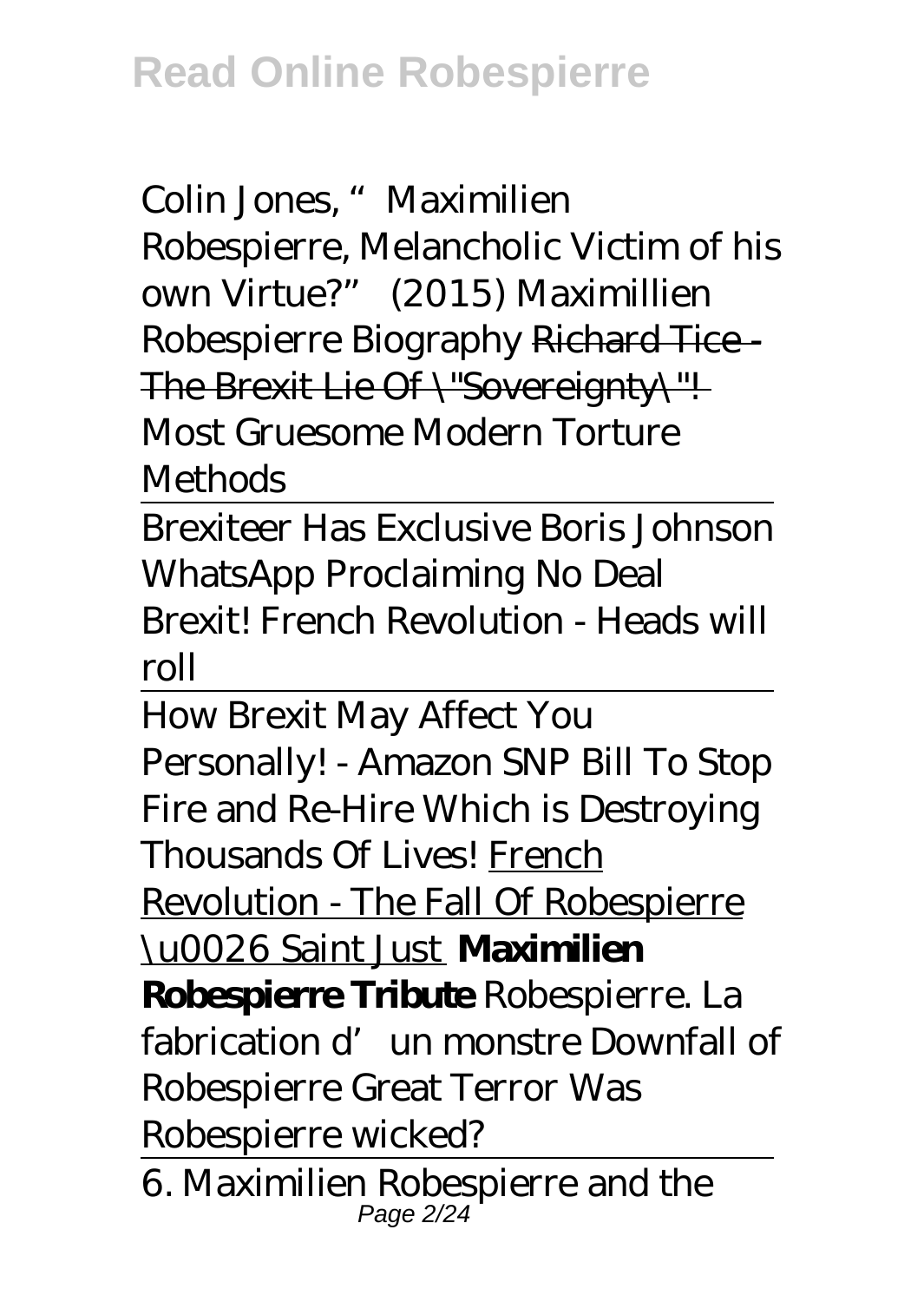*Colin Jones, "Maximilien Robespierre, Melancholic Victim of his own Virtue?" (2015) Maximillien Robespierre Biography* ~~Richard Tice - The Brexit Lie Of \"Sovereignty\"!~~ *Most Gruesome Modern Torture Methods*

Brexiteer Has Exclusive Boris Johnson WhatsApp Proclaiming No Deal Brexit! *French Revolution - Heads will roll*

How Brexit May Affect You Personally! - Amazon *SNP Bill To Stop Fire and Re-Hire Which is Destroying Thousands Of Lives!* French Revolution - The Fall Of Robespierre \u0026 Saint Just **Maximilien Robespierre Tribute** *Robespierre. La fabrication d'un monstre Downfall of Robespierre Great Terror Was Robespierre wicked?*

6. Maximilien Robespierre and the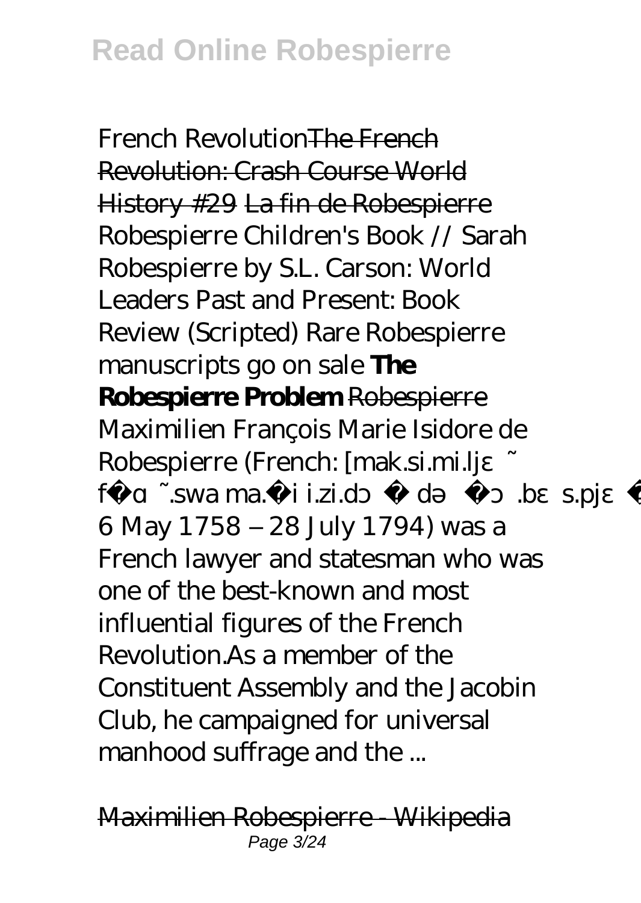French RevolutionThe French Revolution: Crash Course World History #29 La fin de Robespierre Robespierre Children's Book // Sarah Robespierre by S.L. Carson: World Leaders Past and Present: Book Review (Scripted) Rare Robespierre manuscripts go on sale **The Robespierre Problem** Robespierre

Maximilien François Marie Isidore de Robespierre (French: [mak.si.mi.ljɛ̃ fʁɑ̃.swa ma.ʁi i.zi.dɔʁ də ʁɔ.bɛs.pjɛʁ]; 6 May 1758 – 28 July 1794) was a French lawyer and statesman who was one of the best-known and most influential figures of the French Revolution.As a member of the Constituent Assembly and the Jacobin Club, he campaigned for universal manhood suffrage and the ...

Maximilien Robespierre - Wikipedia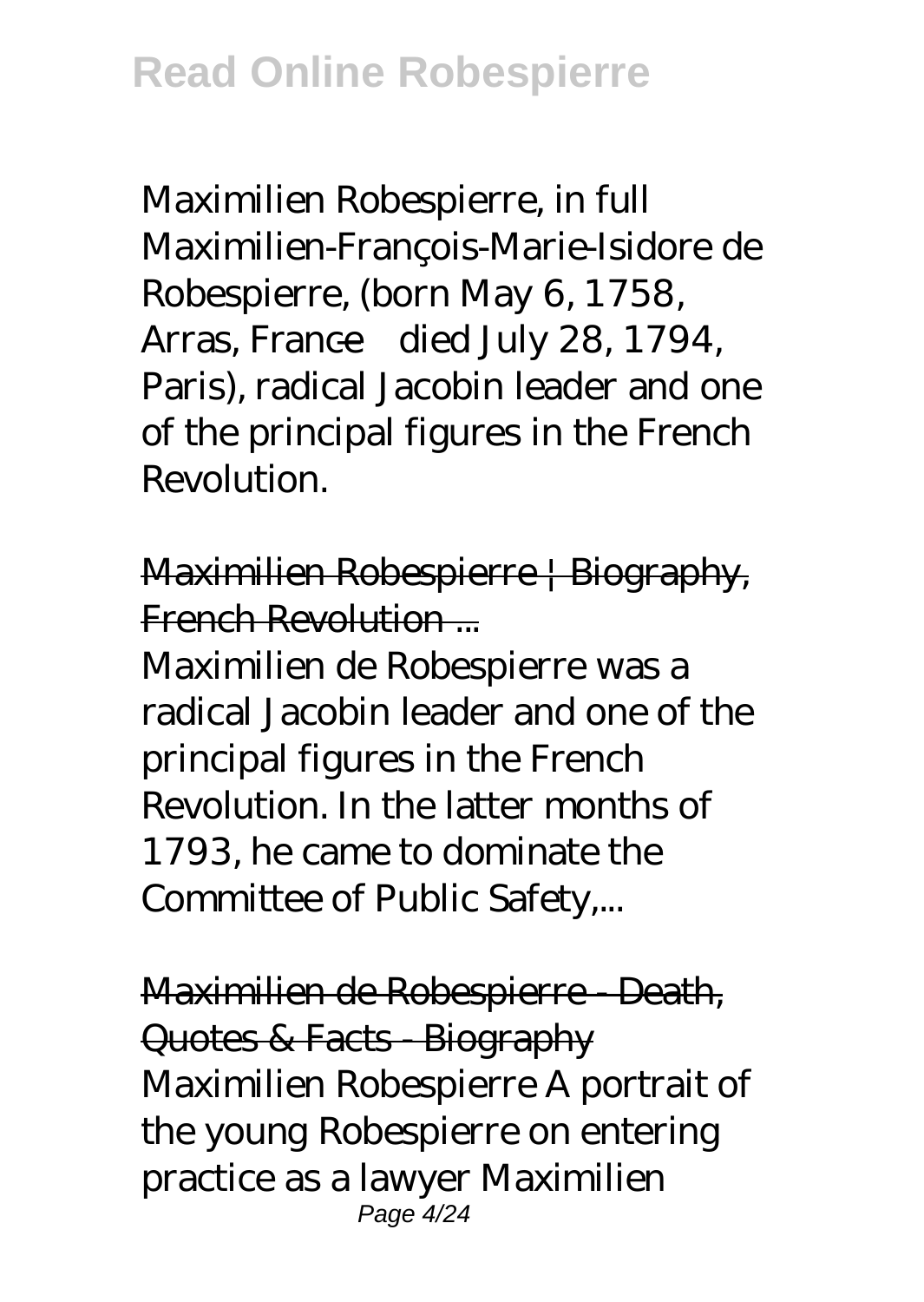Maximilien Robespierre, in full Maximilien-François-Marie-Isidore de Robespierre, (born May 6, 1758, Arras, France—died July 28, 1794, Paris), radical Jacobin leader and one of the principal figures in the French Revolution.

Maximilien Robespierre | Biography, French Revolution ...

Maximilien de Robespierre was a radical Jacobin leader and one of the principal figures in the French Revolution. In the latter months of 1793, he came to dominate the Committee of Public Safety,...

Maximilien de Robespierre - Death, Quotes & Facts - Biography

Maximilien Robespierre A portrait of the young Robespierre on entering practice as a lawyer Maximilien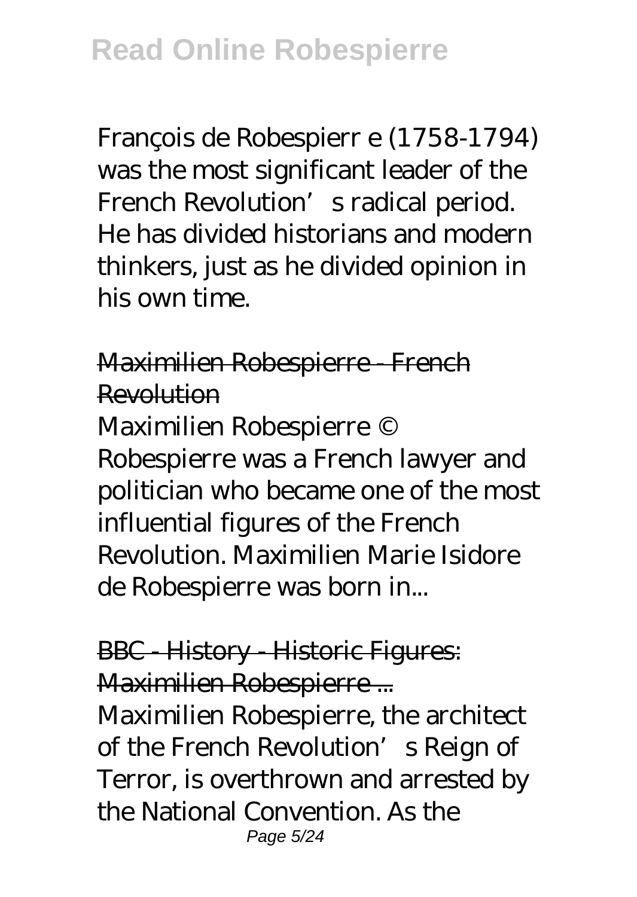François de Robespierr e (1758-1794) was the most significant leader of the French Revolution's radical period. He has divided historians and modern thinkers, just as he divided opinion in his own time.

Maximilien Robespierre - French Revolution

Maximilien Robespierre © Robespierre was a French lawyer and politician who became one of the most influential figures of the French Revolution. Maximilien Marie Isidore de Robespierre was born in...

BBC - History - Historic Figures: Maximilien Robespierre ...

Maximilien Robespierre, the architect of the French Revolution's Reign of Terror, is overthrown and arrested by the National Convention. As the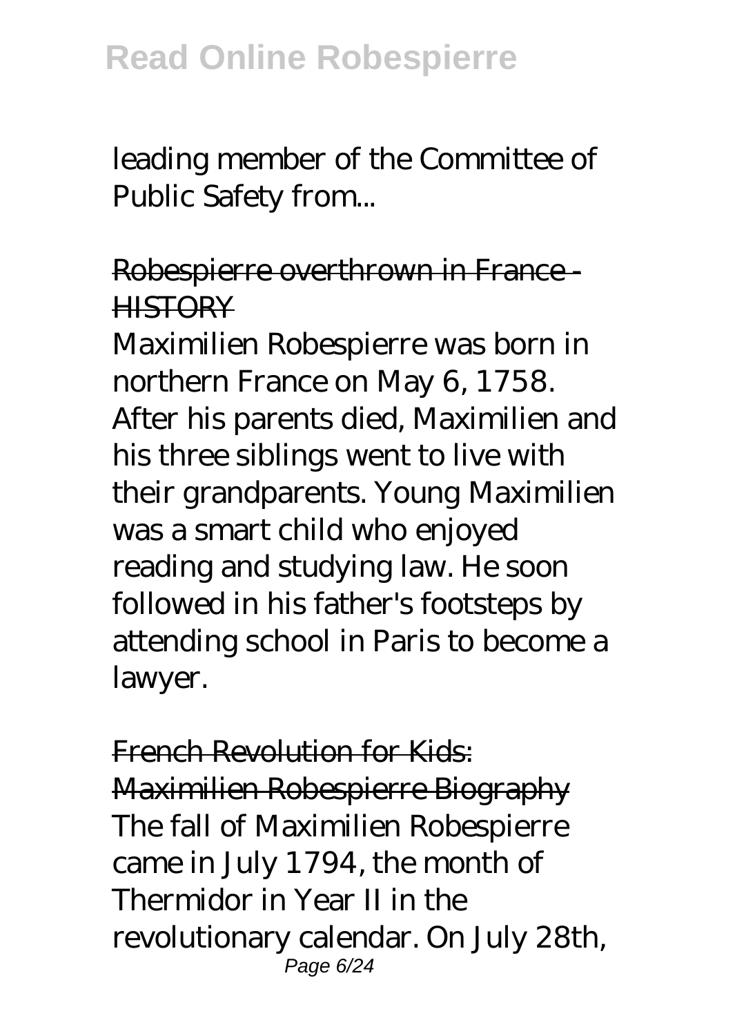leading member of the Committee of Public Safety from...

Robespierre overthrown in France - HISTORY

Maximilien Robespierre was born in northern France on May 6, 1758. After his parents died, Maximilien and his three siblings went to live with their grandparents. Young Maximilien was a smart child who enjoyed reading and studying law. He soon followed in his father's footsteps by attending school in Paris to become a lawyer.

French Revolution for Kids: Maximilien Robespierre Biography

The fall of Maximilien Robespierre came in July 1794, the month of Thermidor in Year II in the revolutionary calendar. On July 28th,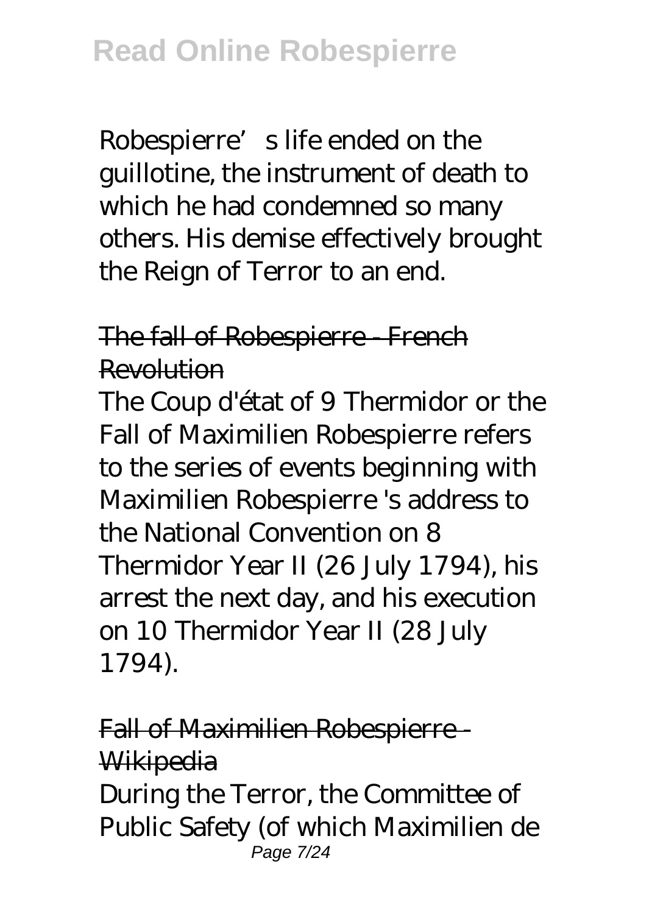Robespierre's life ended on the guillotine, the instrument of death to which he had condemned so many others. His demise effectively brought the Reign of Terror to an end.

The fall of Robespierre - French Revolution

The Coup d'état of 9 Thermidor or the Fall of Maximilien Robespierre refers to the series of events beginning with Maximilien Robespierre 's address to the National Convention on 8 Thermidor Year II (26 July 1794), his arrest the next day, and his execution on 10 Thermidor Year II (28 July 1794).

Fall of Maximilien Robespierre - Wikipedia

During the Terror, the Committee of Public Safety (of which Maximilien de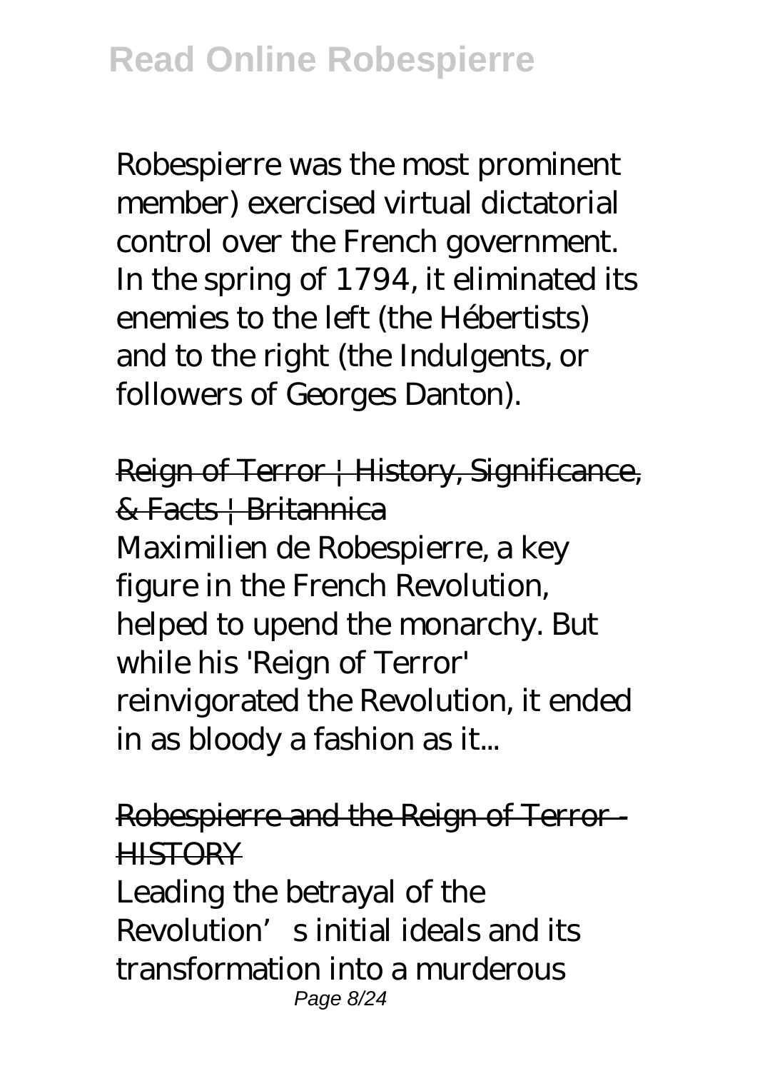Robespierre was the most prominent member) exercised virtual dictatorial control over the French government. In the spring of 1794, it eliminated its enemies to the left (the Hébertists) and to the right (the Indulgents, or followers of Georges Danton).

Reign of Terror | History, Significance, & Facts | Britannica

Maximilien de Robespierre, a key figure in the French Revolution, helped to upend the monarchy. But while his 'Reign of Terror' reinvigorated the Revolution, it ended in as bloody a fashion as it...

Robespierre and the Reign of Terror - HISTORY

Leading the betrayal of the Revolution's initial ideals and its transformation into a murderous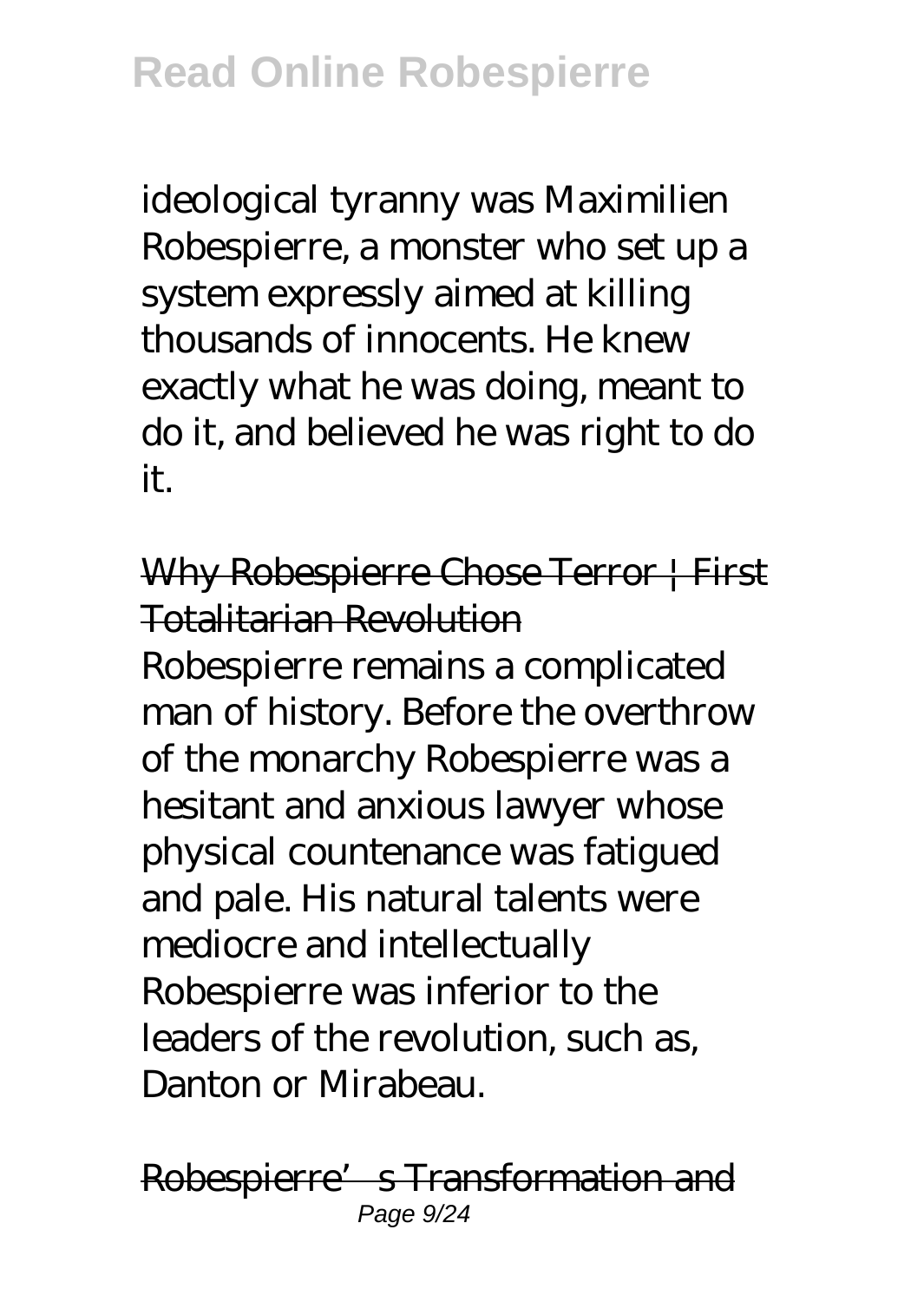ideological tyranny was Maximilien Robespierre, a monster who set up a system expressly aimed at killing thousands of innocents. He knew exactly what he was doing, meant to do it, and believed he was right to do it.

Why Robespierre Chose Terror | First Totalitarian Revolution

Robespierre remains a complicated man of history. Before the overthrow of the monarchy Robespierre was a hesitant and anxious lawyer whose physical countenance was fatigued and pale. His natural talents were mediocre and intellectually Robespierre was inferior to the leaders of the revolution, such as, Danton or Mirabeau.

Robespierre's Transformation and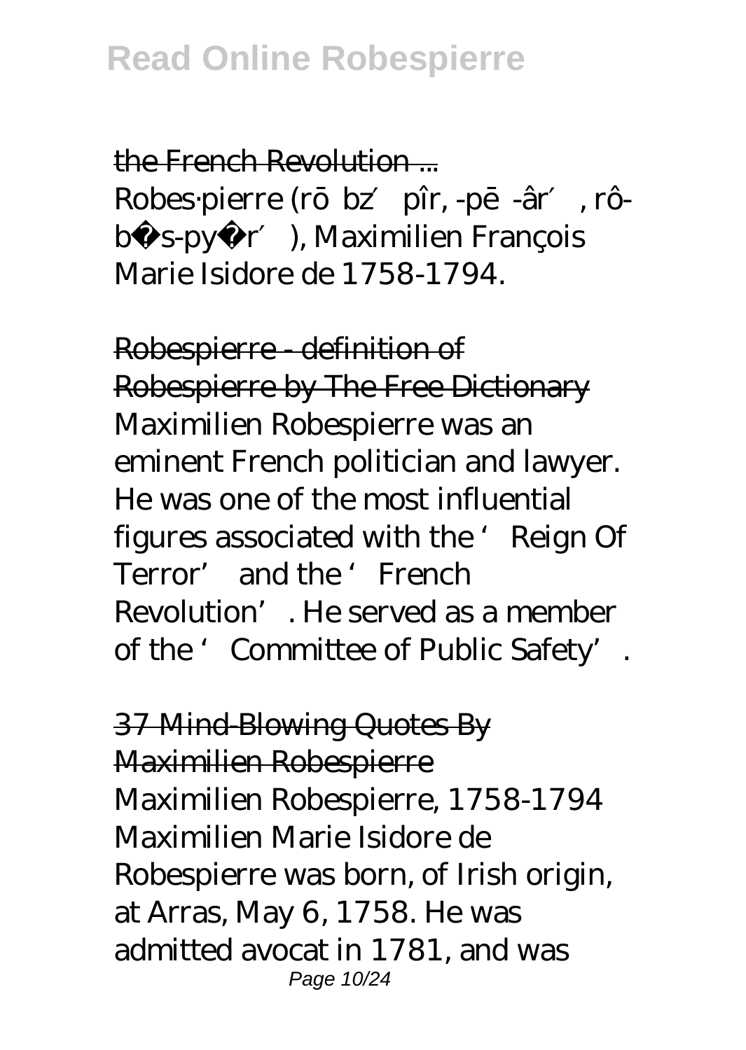the French Revolution ...

Robes·pierre (r bz pîr, -p -âr , rô-b s-py r ), Maximilien François Marie Isidore de 1758-1794.

Robespierre - definition of Robespierre by The Free Dictionary

Maximilien Robespierre was an eminent French politician and lawyer. He was one of the most influential figures associated with the 'Reign Of Terror' and the 'French Revolution'. He served as a member of the 'Committee of Public Safety'.

37 Mind-Blowing Quotes By Maximilien Robespierre

Maximilien Robespierre, 1758-1794 Maximilien Marie Isidore de Robespierre was born, of Irish origin, at Arras, May 6, 1758. He was admitted avocat in 1781, and was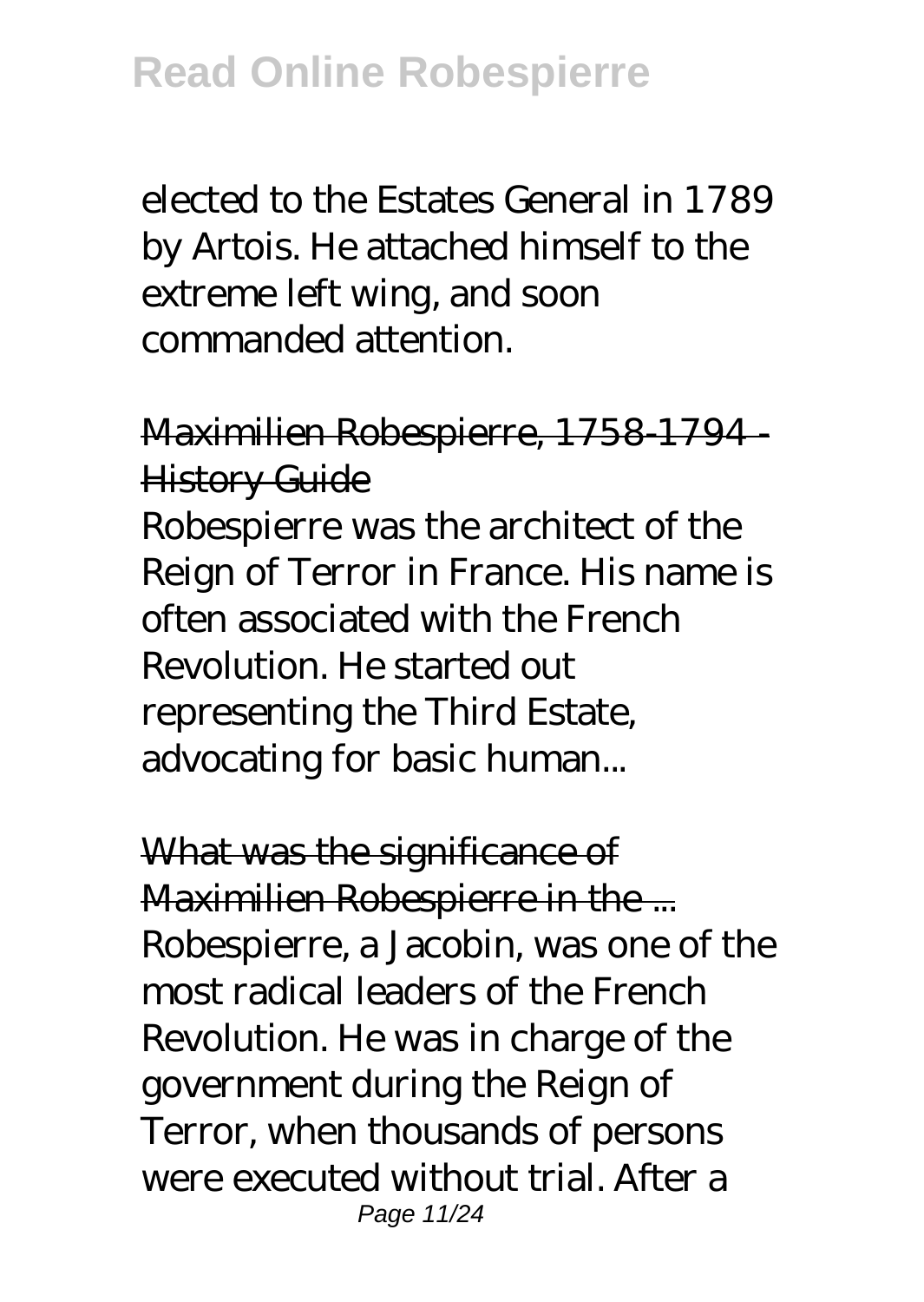elected to the Estates General in 1789 by Artois. He attached himself to the extreme left wing, and soon commanded attention.

Maximilien Robespierre, 1758-1794 - History Guide

Robespierre was the architect of the Reign of Terror in France. His name is often associated with the French Revolution. He started out representing the Third Estate, advocating for basic human...

What was the significance of Maximilien Robespierre in the ...

Robespierre, a Jacobin, was one of the most radical leaders of the French Revolution. He was in charge of the government during the Reign of Terror, when thousands of persons were executed without trial. After a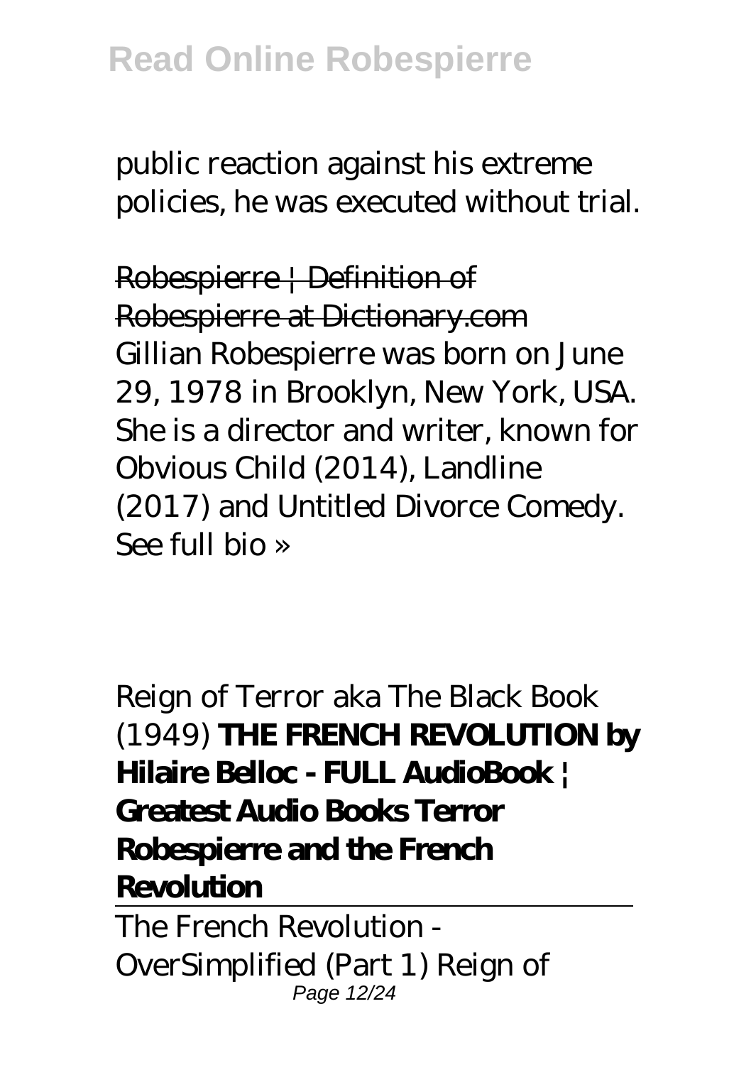public reaction against his extreme policies, he was executed without trial.

Robespierre | Definition of Robespierre at Dictionary.com

Gillian Robespierre was born on June 29, 1978 in Brooklyn, New York, USA. She is a director and writer, known for Obvious Child (2014), Landline (2017) and Untitled Divorce Comedy. See full bio »

Reign of Terror aka The Black Book (1949) **THE FRENCH REVOLUTION by Hilaire Belloc - FULL AudioBook | Greatest Audio Books Terror Robespierre and the French Revolution**

---

The French Revolution - OverSimplified (Part 1) Reign of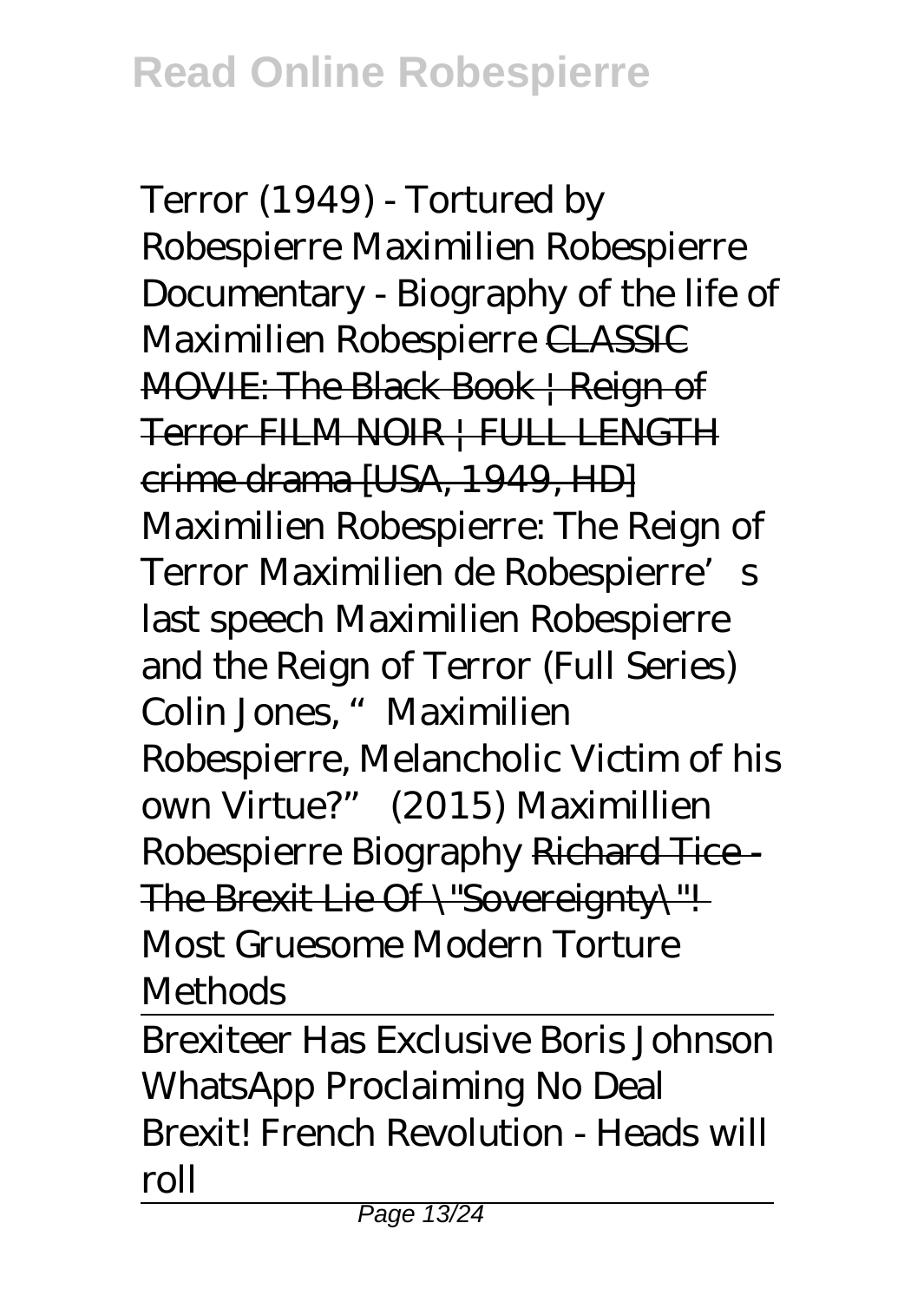Terror (1949) - Tortured by Robespierre Maximilien Robespierre Documentary - Biography of the life of Maximilien Robespierre ~~CLASSIC MOVIE: The Black Book | Reign of Terror FILM NOIR | FULL LENGTH crime drama [USA, 1949, HD]~~ Maximilien Robespierre: The Reign of Terror Maximilien de Robespierre's last speech Maximilien Robespierre and the Reign of Terror (Full Series) Colin Jones, "Maximilien Robespierre, Melancholic Victim of his own Virtue?" (2015) Maximillien Robespierre Biography ~~Richard Tice - The Brexit Lie Of \"Sovereignty\"!~~ Most Gruesome Modern Torture Methods

Brexiteer Has Exclusive Boris Johnson WhatsApp Proclaiming No Deal Brexit! French Revolution - Heads will roll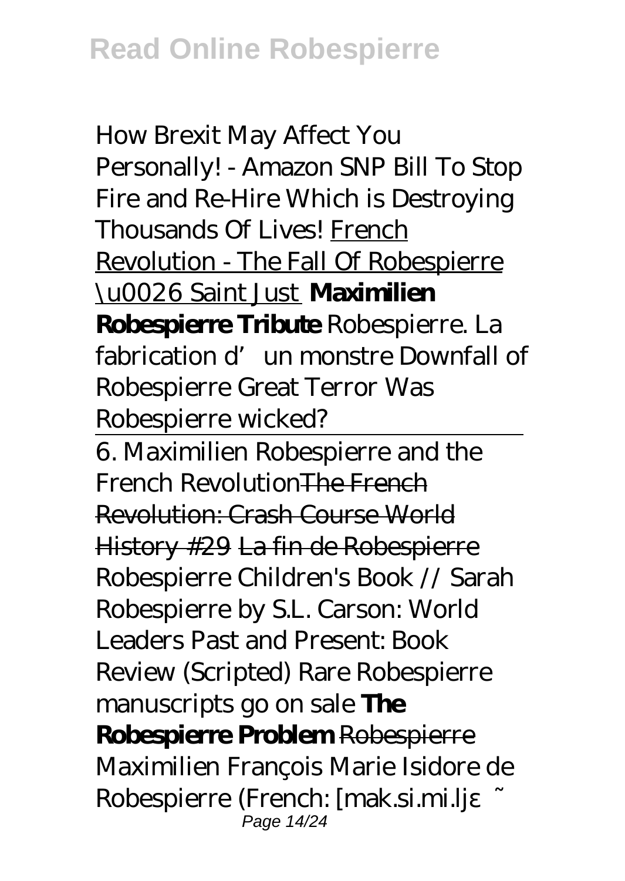*How Brexit May Affect You Personally! - Amazon SNP Bill To Stop Fire and Re-Hire Which is Destroying Thousands Of Lives!* French Revolution - The Fall Of Robespierre \u0026 Saint Just **Maximilien Robespierre Tribute** *Robespierre. La fabrication d'un monstre* *Downfall of Robespierre Great Terror* *Was Robespierre wicked?*

6. Maximilien Robespierre and the French Revolution~~The French Revolution: Crash Course World History #29~~ ~~La fin de Robespierre~~ *Robespierre Children's Book // Sarah* *Robespierre by S.L. Carson: World Leaders Past and Present: Book Review (Scripted)* *Rare Robespierre manuscripts go on sale* **The Robespierre Problem** ~~Robespierre~~
Maximilien François Marie Isidore de Robespierre (French: [mak.si.mi.ljɛ̃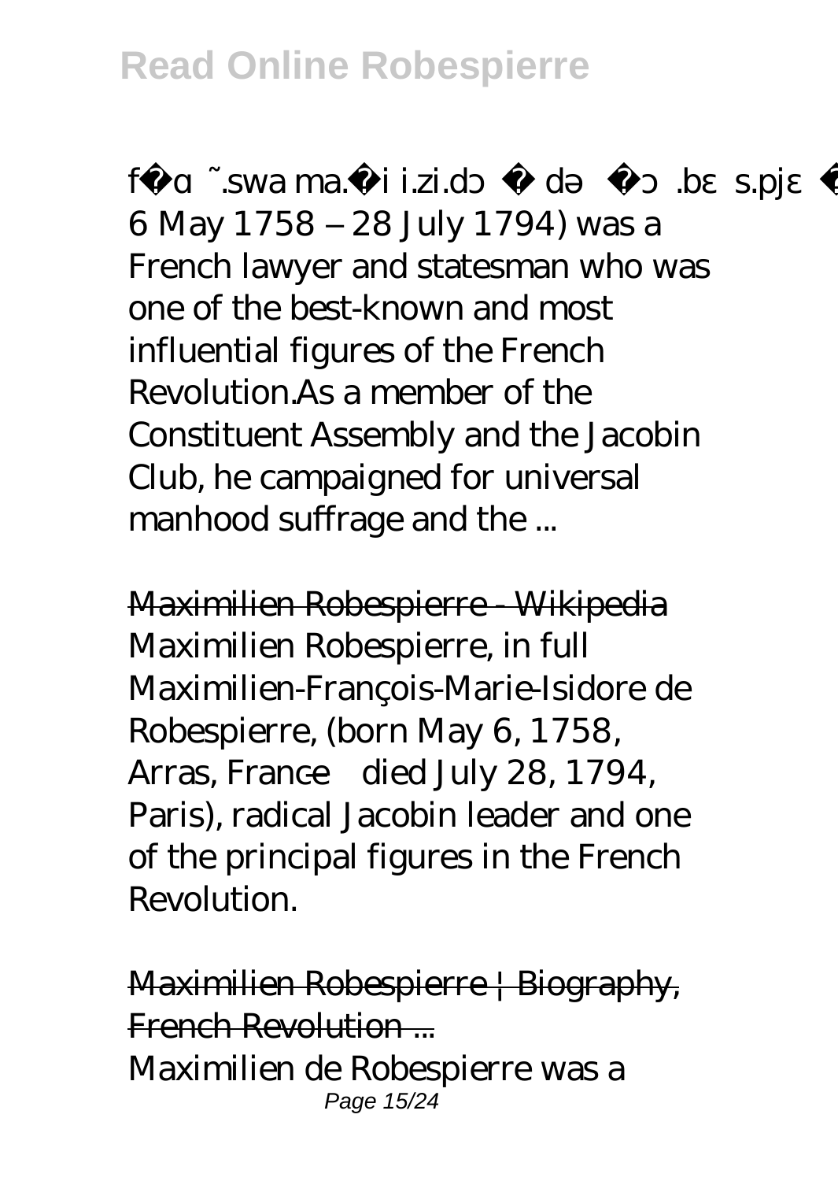fʁɑ̃.swa ma.ʁi i.zi.dɔʁ də ʁɔ.bɛs.pjɛʁ]; 6 May 1758 – 28 July 1794) was a French lawyer and statesman who was one of the best-known and most influential figures of the French Revolution.As a member of the Constituent Assembly and the Jacobin Club, he campaigned for universal manhood suffrage and the ...

Maximilien Robespierre - Wikipedia

Maximilien Robespierre, in full Maximilien-François-Marie-Isidore de Robespierre, (born May 6, 1758, Arras, France—died July 28, 1794, Paris), radical Jacobin leader and one of the principal figures in the French Revolution.

Maximilien Robespierre | Biography, French Revolution ...

Maximilien de Robespierre was a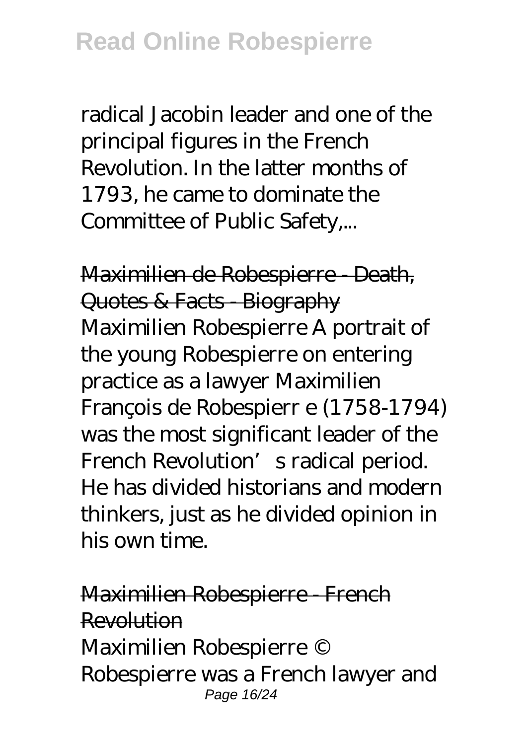radical Jacobin leader and one of the principal figures in the French Revolution. In the latter months of 1793, he came to dominate the Committee of Public Safety,...

Maximilien de Robespierre - Death, Quotes & Facts - Biography
Maximilien Robespierre A portrait of the young Robespierre on entering practice as a lawyer Maximilien François de Robespierr e (1758-1794) was the most significant leader of the French Revolution's radical period. He has divided historians and modern thinkers, just as he divided opinion in his own time.

Maximilien Robespierre - French Revolution
Maximilien Robespierre © Robespierre was a French lawyer and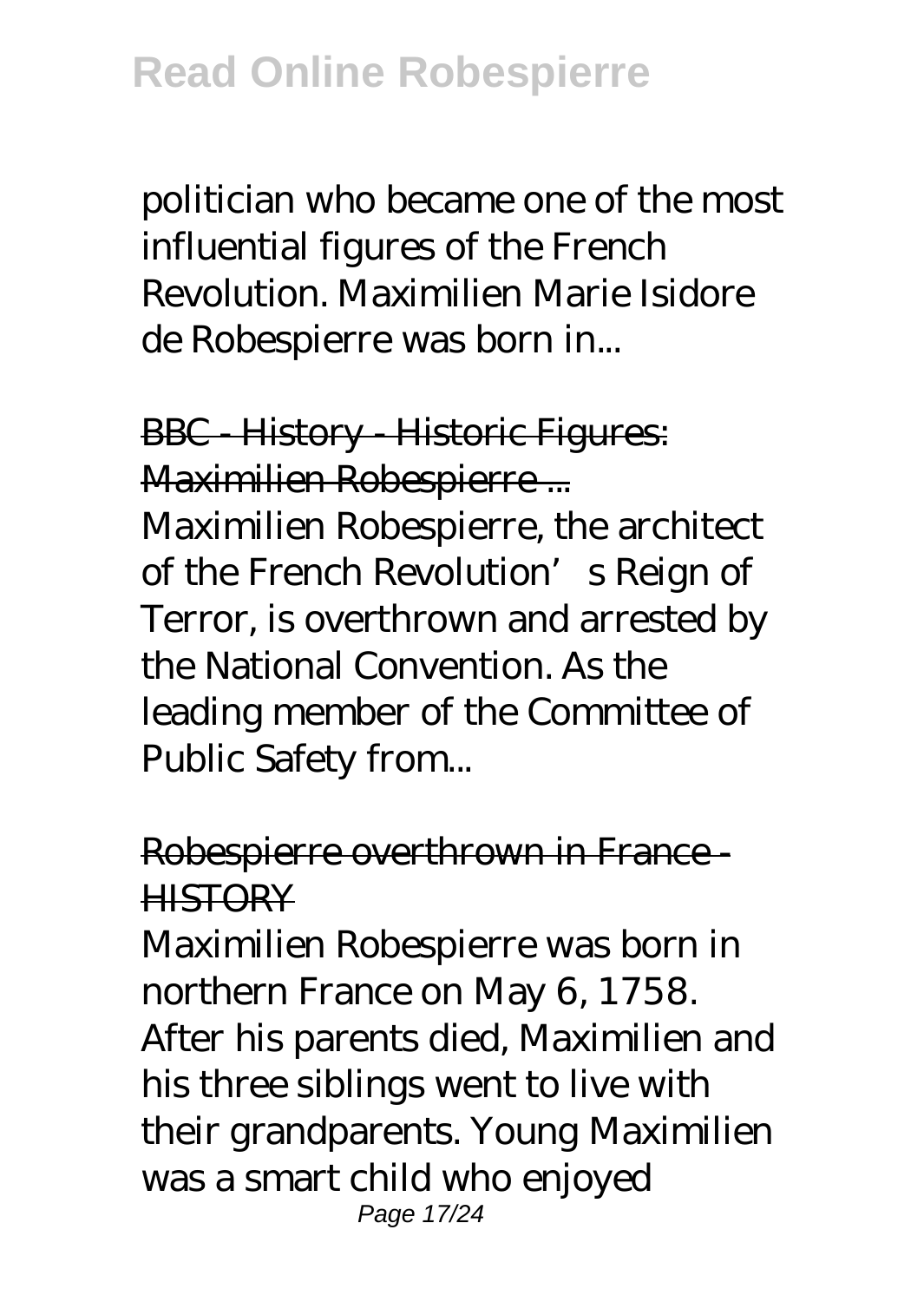politician who became one of the most influential figures of the French Revolution. Maximilien Marie Isidore de Robespierre was born in...

BBC - History - Historic Figures: Maximilien Robespierre ...

Maximilien Robespierre, the architect of the French Revolution' s Reign of Terror, is overthrown and arrested by the National Convention. As the leading member of the Committee of Public Safety from...

Robespierre overthrown in France - HISTORY

Maximilien Robespierre was born in northern France on May 6, 1758. After his parents died, Maximilien and his three siblings went to live with their grandparents. Young Maximilien was a smart child who enjoyed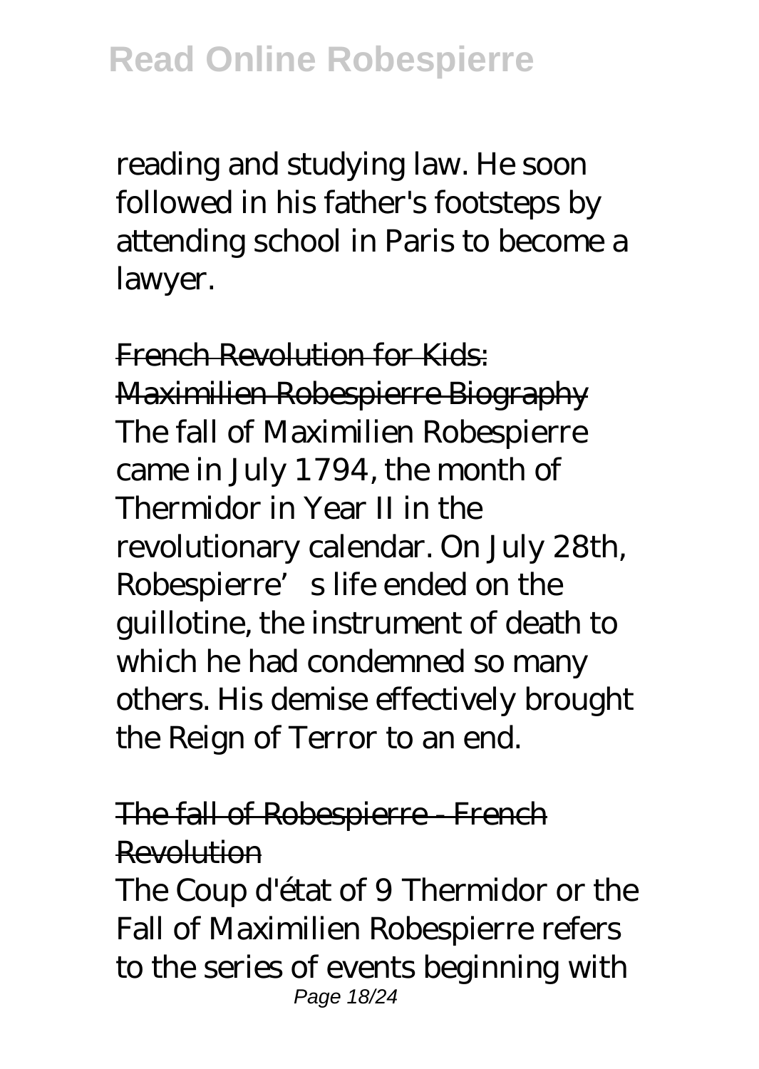reading and studying law. He soon followed in his father's footsteps by attending school in Paris to become a lawyer.

French Revolution for Kids: Maximilien Robespierre Biography
The fall of Maximilien Robespierre came in July 1794, the month of Thermidor in Year II in the revolutionary calendar. On July 28th, Robespierre's life ended on the guillotine, the instrument of death to which he had condemned so many others. His demise effectively brought the Reign of Terror to an end.

The fall of Robespierre - French Revolution
The Coup d'état of 9 Thermidor or the Fall of Maximilien Robespierre refers to the series of events beginning with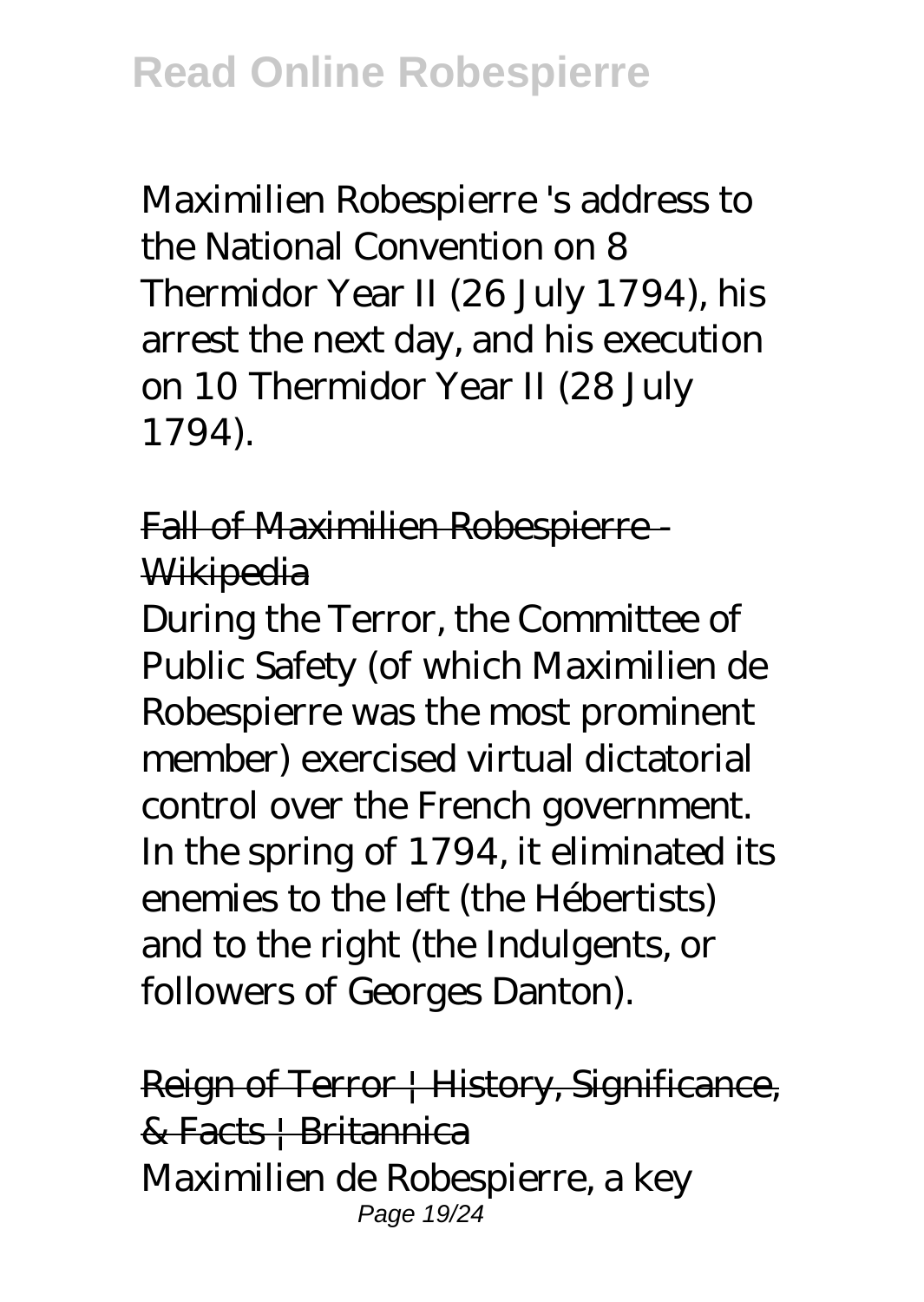Maximilien Robespierre 's address to the National Convention on 8 Thermidor Year II (26 July 1794), his arrest the next day, and his execution on 10 Thermidor Year II (28 July 1794).

Fall of Maximilien Robespierre - Wikipedia

During the Terror, the Committee of Public Safety (of which Maximilien de Robespierre was the most prominent member) exercised virtual dictatorial control over the French government. In the spring of 1794, it eliminated its enemies to the left (the Hébertists) and to the right (the Indulgents, or followers of Georges Danton).

Reign of Terror | History, Significance, & Facts | Britannica

Maximilien de Robespierre, a key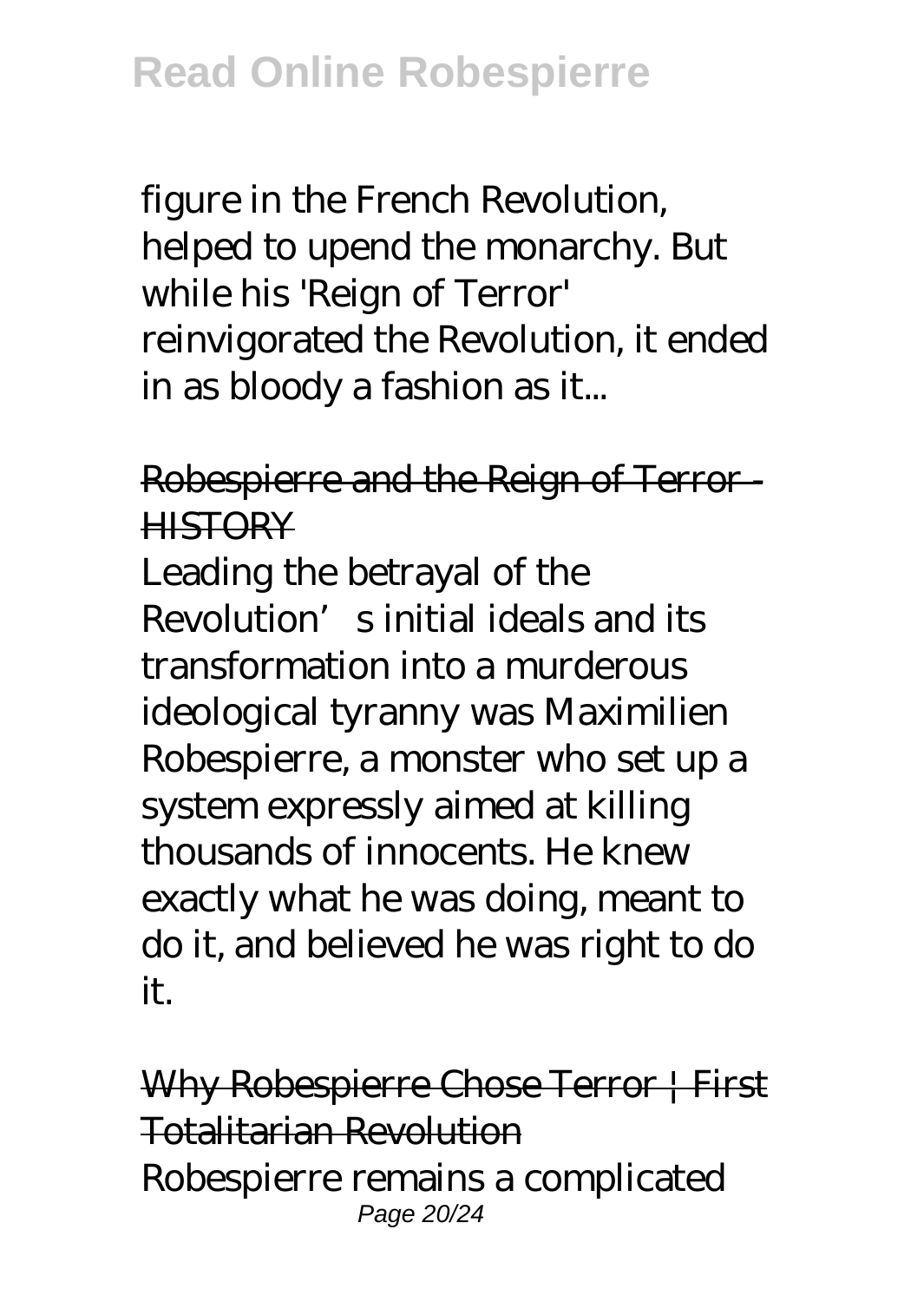figure in the French Revolution, helped to upend the monarchy. But while his 'Reign of Terror' reinvigorated the Revolution, it ended in as bloody a fashion as it...

Robespierre and the Reign of Terror - HISTORY

Leading the betrayal of the Revolution's initial ideals and its transformation into a murderous ideological tyranny was Maximilien Robespierre, a monster who set up a system expressly aimed at killing thousands of innocents. He knew exactly what he was doing, meant to do it, and believed he was right to do it.

Why Robespierre Chose Terror | First Totalitarian Revolution

Robespierre remains a complicated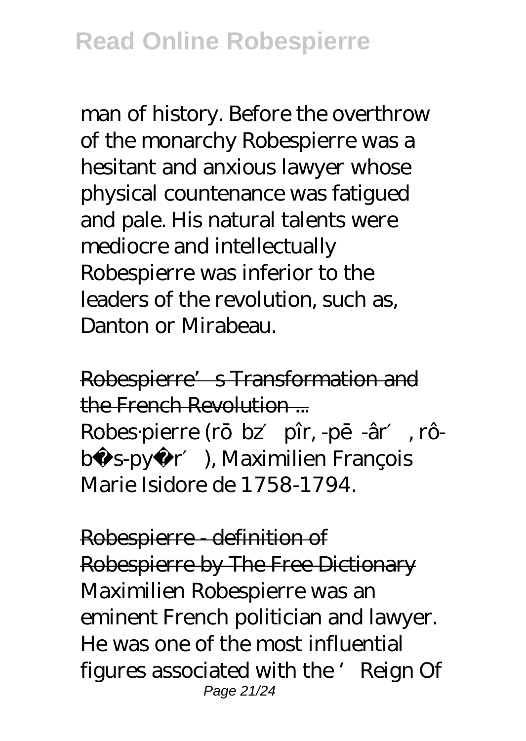man of history. Before the overthrow of the monarchy Robespierre was a hesitant and anxious lawyer whose physical countenance was fatigued and pale. His natural talents were mediocre and intellectually Robespierre was inferior to the leaders of the revolution, such as, Danton or Mirabeau.

Robespierre's Transformation and the French Revolution ...

Robes·pierre (rōbz′ pîr, -pē-âr′, rô-bĕs-pyĕr′), Maximilien François Marie Isidore de 1758-1794.

Robespierre - definition of Robespierre by The Free Dictionary

Maximilien Robespierre was an eminent French politician and lawyer. He was one of the most influential figures associated with the 'Reign Of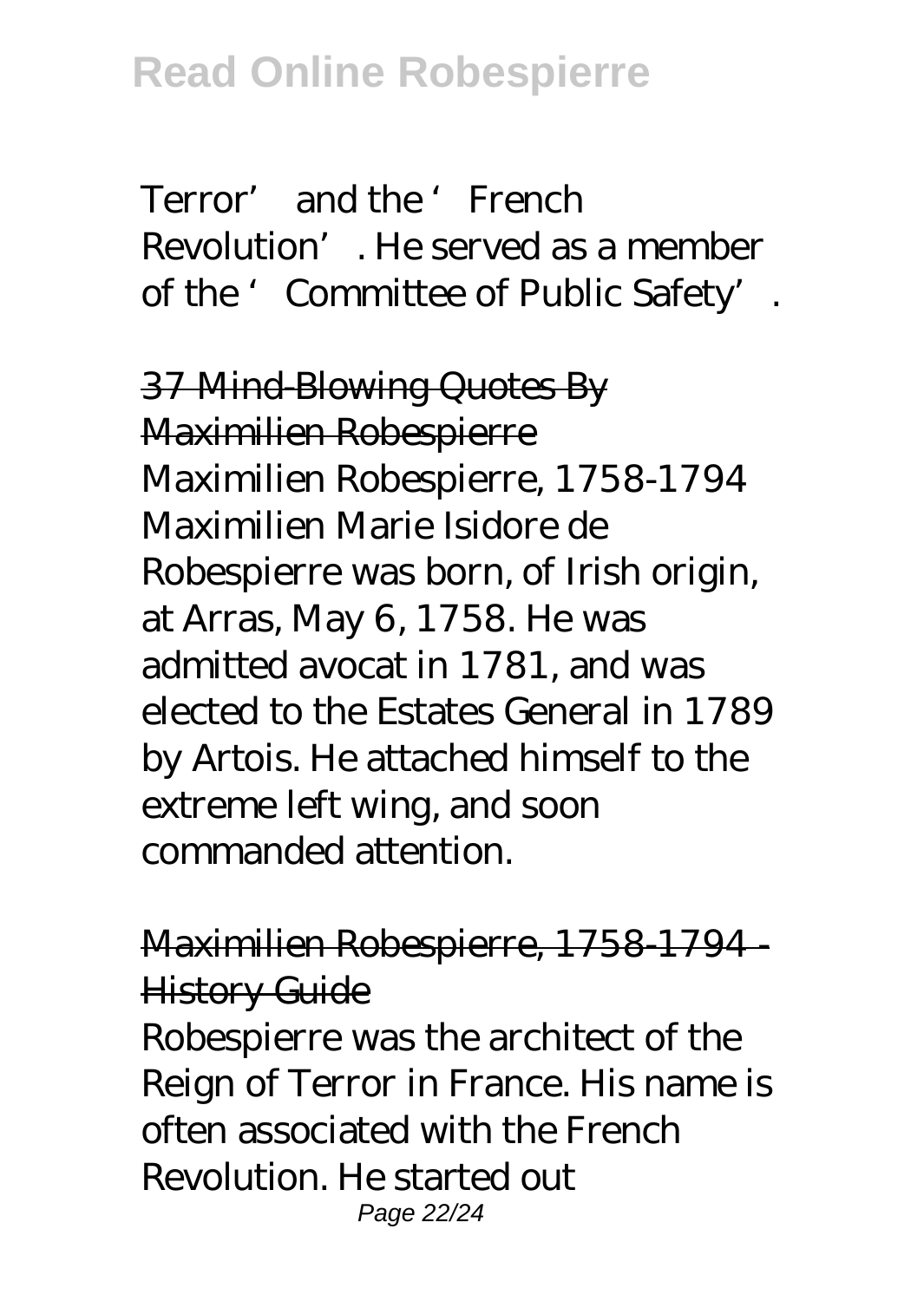Terror' and the 'French Revolution'. He served as a member of the 'Committee of Public Safety'.

37 Mind-Blowing Quotes By Maximilien Robespierre

Maximilien Robespierre, 1758-1794 Maximilien Marie Isidore de Robespierre was born, of Irish origin, at Arras, May 6, 1758. He was admitted avocat in 1781, and was elected to the Estates General in 1789 by Artois. He attached himself to the extreme left wing, and soon commanded attention.

Maximilien Robespierre, 1758-1794 - History Guide

Robespierre was the architect of the Reign of Terror in France. His name is often associated with the French Revolution. He started out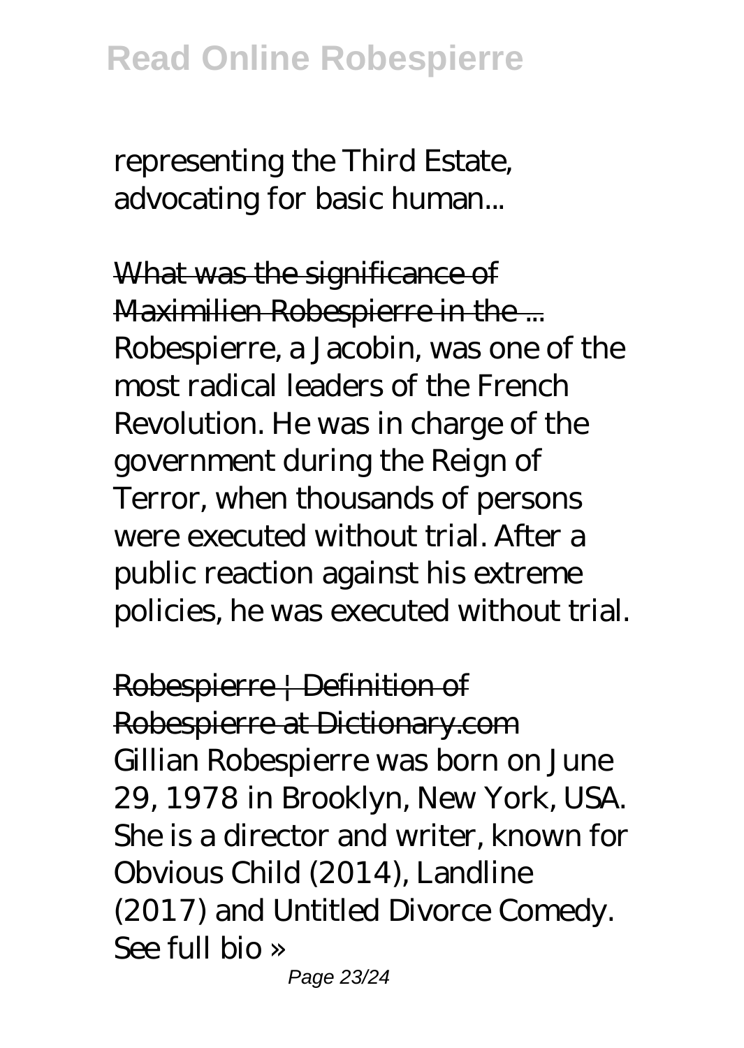representing the Third Estate, advocating for basic human...

What was the significance of Maximilien Robespierre in the ...
Robespierre, a Jacobin, was one of the most radical leaders of the French Revolution. He was in charge of the government during the Reign of Terror, when thousands of persons were executed without trial. After a public reaction against his extreme policies, he was executed without trial.

Robespierre | Definition of Robespierre at Dictionary.com
Gillian Robespierre was born on June 29, 1978 in Brooklyn, New York, USA. She is a director and writer, known for Obvious Child (2014), Landline (2017) and Untitled Divorce Comedy. See full bio »